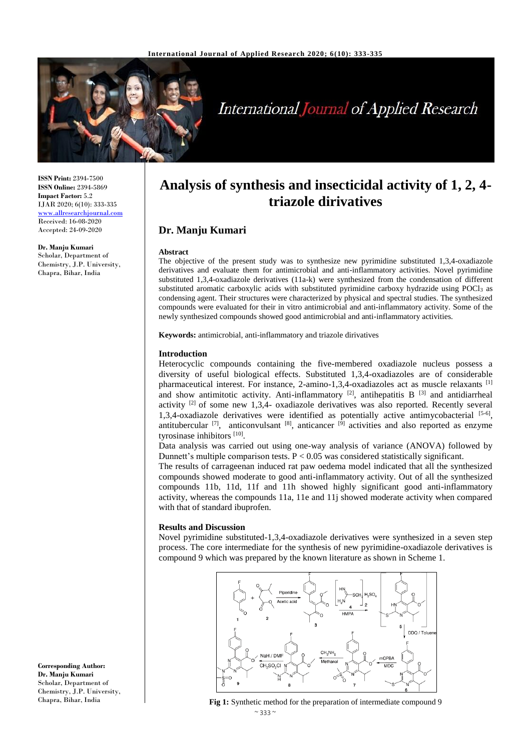# Analysis of synthesis and insecticidal activity of 1, 2, 4-triazole dirivatives

## Dr. Manju Kumari

**ISSN Print:** 2394-7500
**ISSN Online:** 2394-5869
**Impact Factor:** 5.2
IJAR 2020; 6(10): 333-335
www.allresearchjournal.com
Received: 16-08-2020
Accepted: 24-09-2020

**Dr. Manju Kumari**
Scholar, Department of Chemistry, J.P. University, Chapra, Bihar, India

**Corresponding Author:**
**Dr. Manju Kumari**
Scholar, Department of Chemistry, J.P. University, Chapra, Bihar, India

### Abstract

The objective of the present study was to synthesize new pyrimidine substituted 1,3,4-oxadiazole derivatives and evaluate them for antimicrobial and anti-inflammatory activities. Novel pyrimidine substituted 1,3,4-oxadiazole derivatives (11a-k) were synthesized from the condensation of different substituted aromatic carboxylic acids with substituted pyrimidine carboxy hydrazide using $POCl_3$ as condensing agent. Their structures were characterized by physical and spectral studies. The synthesized compounds were evaluated for their in vitro antimicrobial and anti-inflammatory activity. Some of the newly synthesized compounds showed good antimicrobial and anti-inflammatory activities.

**Keywords:** antimicrobial, anti-inflammatory and triazole dirivatives

### Introduction

Heterocyclic compounds containing the five-membered oxadiazole nucleus possess a diversity of useful biological effects. Substituted 1,3,4-oxadiazoles are of considerable pharmaceutical interest. For instance, 2-amino-1,3,4-oxadiazoles act as muscle relaxants [1] and show antimitotic activity. Anti-inflammatory [2], antihepatitis B [3] and antidiarrheal activity [2] of some new 1,3,4- oxadiazole derivatives was also reported. Recently several 1,3,4-oxadiazole derivatives were identified as potentially active antimycobacterial [5-6], antitubercular [7], anticonvulsant [8], anticancer [9] activities and also reported as enzyme tyrosinase inhibitors [10].

Data analysis was carried out using one-way analysis of variance (ANOVA) followed by Dunnett's multiple comparison tests. $P < 0.05$ was considered statistically significant.

The results of carrageenan induced rat paw oedema model indicated that all the synthesized compounds showed moderate to good anti-inflammatory activity. Out of all the synthesized compounds 11b, 11d, 11f and 11h showed highly significant good anti-inflammatory activity, whereas the compounds 11a, 11e and 11j showed moderate activity when compared with that of standard ibuprofen.

### Results and Discussion

Novel pyrimidine substituted-1,3,4-oxadiazole derivatives were synthesized in a seven step process. The core intermediate for the synthesis of new pyrimidine-oxadiazole derivatives is compound 9 which was prepared by the known literature as shown in Scheme 1.

**Fig 1:** Synthetic method for the preparation of intermediate compound 9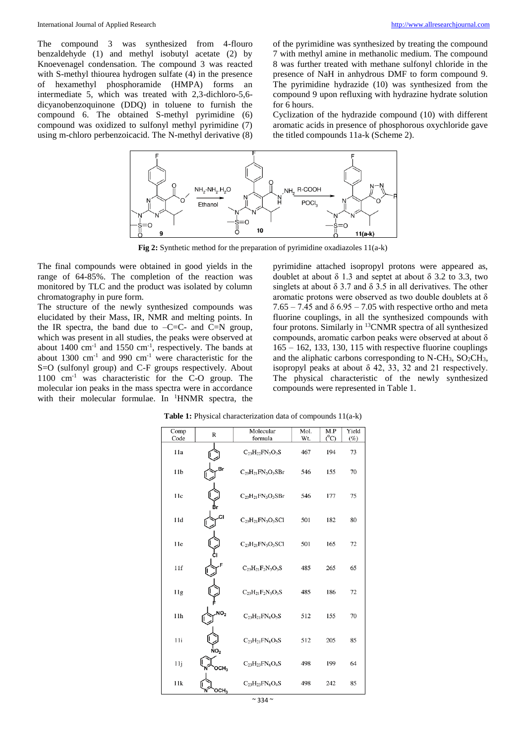The compound 3 was synthesized from 4-flouro benzaldehyde (1) and methyl isobutyl acetate (2) by Knoevenagel condensation. The compound 3 was reacted with S-methyl thiourea hydrogen sulfate (4) in the presence of hexamethyl phosphoramide (HMPA) forms an intermediate 5, which was treated with 2,3-dichloro-5,6-dicyanobenzoquinone (DDQ) in toluene to furnish the compound 6. The obtained S-methyl pyrimidine (6) compound was oxidized to sulfonyl methyl pyrimidine (7) using m-chloro perbenzoicacid. The N-methyl derivative (8) of the pyrimidine was synthesized by treating the compound 7 with methyl amine in methanolic medium. The compound 8 was further treated with methane sulfonyl chloride in the presence of NaH in anhydrous DMF to form compound 9. The pyrimidine hydrazide (10) was synthesized from the compound 9 upon refluxing with hydrazine hydrate solution for 6 hours.

Cyclization of the hydrazide compound (10) with different aromatic acids in presence of phosphorous oxychloride gave the titled compounds 11a-k (Scheme 2).

**Fig 2:** Synthetic method for the preparation of pyrimidine oxadiazoles 11(a-k)

The final compounds were obtained in good yields in the range of 64-85%. The completion of the reaction was monitored by TLC and the product was isolated by column chromatography in pure form.

The structure of the newly synthesized compounds was elucidated by their Mass, IR, NMR and melting points. In the IR spectra, the band due to –C=C- and C=N group, which was present in all studies, the peaks were observed at about 1400 $cm^{-1}$ and 1550 $cm^{-1}$, respectively. The bands at about 1300 $cm^{-1}$ and 990 $cm^{-1}$ were characteristic for the S=O (sulfonyl group) and C-F groups respectively. About 1100 $cm^{-1}$ was characteristic for the C-O group. The molecular ion peaks in the mass spectra were in accordance with their molecular formulae. In $^{1}$HNMR spectra, the pyrimidine attached isopropyl protons were appeared as, doublet at about δ 1.3 and septet at about δ 3.2 to 3.3, two singlets at about δ 3.7 and δ 3.5 in all derivatives. The other aromatic protons were observed as two double doublets at δ 7.65 – 7.45 and δ 6.95 – 7.05 with respective ortho and meta fluorine couplings, in all the synthesized compounds with four protons. Similarly in $^{13}$CNMR spectra of all synthesized compounds, aromatic carbon peaks were observed at about δ 165 – 162, 133, 130, 115 with respective fluorine couplings and the aliphatic carbons corresponding to N-$CH_3$, $SO_2CH_3$, isopropyl peaks at about δ 42, 33, 32 and 21 respectively. The physical characteristic of the newly synthesized compounds were represented in Table 1.

**Table 1:** Physical characterization data of compounds 11(a-k)

| Comp Code | R | Molecular formula | Mol. Wt. | M.P ($^0$C) | Yield (%) |
|---|---|---|---|---|---|
| 11a | phenyl | $C_{23}H_{22}FN_5O_3S$ | 467 | 194 | 73 |
| 11b | 3-bromophenyl | $C_{23}H_{21}FN_5O_3SBr$ | 546 | 155 | 70 |
| 11c | 4-bromophenyl | $C_{23}H_{21}FN_5O_3SBr$ | 546 | 177 | 75 |
| 11d | 3-chlorophenyl | $C_{23}H_{21}FN_5O_3SCl$ | 501 | 182 | 80 |
| 11e | 4-chlorophenyl | $C_{23}H_{21}FN_5O_3SCl$ | 501 | 165 | 72 |
| 11f | 3-fluorophenyl | $C_{23}H_{21}F_2N_5O_3S$ | 485 | 265 | 65 |
| 11g | 4-fluorophenyl | $C_{23}H_{21}F_2N_5O_3S$ | 485 | 186 | 72 |
| 11h | 3-nitrophenyl ($NO_2$) | $C_{23}H_{21}FN_6O_5S$ | 512 | 155 | 70 |
| 11i | 4-nitrophenyl ($NO_2$) | $C_{23}H_{21}FN_6O_5S$ | 512 | 205 | 85 |
| 11j | methoxypyridyl ($OCH_3$) | $C_{23}H_{23}FN_6O_4S$ | 498 | 199 | 64 |
| 11k | methoxypyridyl ($OCH_3$) | $C_{23}H_{23}FN_6O_4S$ | 498 | 242 | 85 |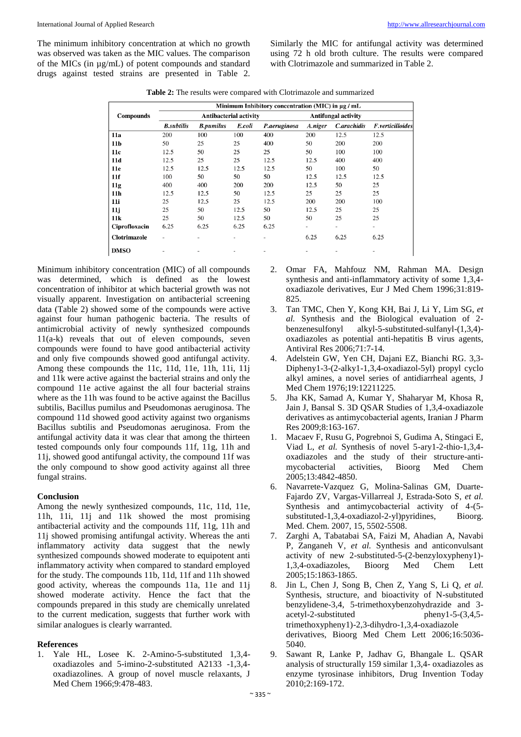The minimum inhibitory concentration at which no growth was observed was taken as the MIC values. The comparison of the MICs (in µg/mL) of potent compounds and standard drugs against tested strains are presented in Table 2.

Similarly the MIC for antifungal activity was determined using 72 h old broth culture. The results were compared with Clotrimazole and summarized in Table 2.

**Table 2:** The results were compared with Clotrimazole and summarized

| Compounds | Minimum Inhibitory concentration (MIC) in µg / mL | | | | | | |
|---|---|---|---|---|---|---|---|
| | Antibacterial activity | | | | Antifungal activity | | |
| | *B.subtilis* | *B.pumilus* | *E.coli* | *P.aeruginosa* | *A.niger* | *C.arachidis* | *F.verticilloides* |
| **11a** | 200 | 100 | 100 | 400 | 200 | 12.5 | 12.5 |
| **11b** | 50 | 25 | 25 | 400 | 50 | 200 | 200 |
| **11c** | 12.5 | 50 | 25 | 25 | 50 | 100 | 100 |
| **11d** | 12.5 | 25 | 25 | 12.5 | 12.5 | 400 | 400 |
| **11e** | 12.5 | 12.5 | 12.5 | 12.5 | 50 | 100 | 50 |
| **11f** | 100 | 50 | 50 | 50 | 12.5 | 12.5 | 12.5 |
| **11g** | 400 | 400 | 200 | 200 | 12.5 | 50 | 25 |
| **11h** | 12.5 | 12.5 | 50 | 12.5 | 25 | 25 | 25 |
| **11i** | 25 | 12.5 | 25 | 12.5 | 200 | 200 | 100 |
| **11j** | 25 | 50 | 12.5 | 50 | 12.5 | 25 | 25 |
| **11k** | 25 | 50 | 12.5 | 50 | 50 | 25 | 25 |
| **Ciprofloxacin** | 6.25 | 6.25 | 6.25 | 6.25 | - | - | - |
| **Clotrimazole** | - | - | - | - | 6.25 | 6.25 | 6.25 |
| **DMSO** | - | - | - | - | - | - | - |

Minimum inhibitory concentration (MIC) of all compounds was determined, which is defined as the lowest concentration of inhibitor at which bacterial growth was not visually apparent. Investigation on antibacterial screening data (Table 2) showed some of the compounds were active against four human pathogenic bacteria. The results of antimicrobial activity of newly synthesized compounds 11(a-k) reveals that out of eleven compounds, seven compounds were found to have good antibacterial activity and only five compounds showed good antifungal activity. Among these compounds the 11c, 11d, 11e, 11h, 11i, 11j and 11k were active against the bacterial strains and only the compound 11e active against the all four bacterial strains where as the 11h was found to be active against the Bacillus subtilis, Bacillus pumilus and Pseudomonas aeruginosa. The compound 11d showed good activity against two organisms Bacillus subtilis and Pseudomonas aeruginosa. From the antifungal activity data it was clear that among the thirteen tested compounds only four compounds 11f, 11g, 11h and 11j, showed good antifungal activity, the compound 11f was the only compound to show good activity against all three fungal strains.

## Conclusion

Among the newly synthesized compounds, 11c, 11d, 11e, 11h, 11i, 11j and 11k showed the most promising antibacterial activity and the compounds 11f, 11g, 11h and 11j showed promising antifungal activity. Whereas the anti inflammatory activity data suggest that the newly synthesized compounds showed moderate to equipotent anti inflammatory activity when compared to standard employed for the study. The compounds 11b, 11d, 11f and 11h showed good activity, whereas the compounds 11a, 11e and 11j showed moderate activity. Hence the fact that the compounds prepared in this study are chemically unrelated to the current medication, suggests that further work with similar analogues is clearly warranted.

## References

1. Yale HL, Losee K. 2-Amino-5-substituted 1,3,4-oxadiazoles and 5-imino-2-substituted A2133 -1,3,4-oxadiazolines. A group of novel muscle relaxants, J Med Chem 1966;9:478-483.
2. Omar FA, Mahfouz NM, Rahman MA. Design synthesis and anti-inflammatory activity of some 1,3,4-oxadiazole derivatives, Eur J Med Chem 1996;31:819-825.
3. Tan TMC, Chen Y, Kong KH, Bai J, Li Y, Lim SG, *et al.* Synthesis and the Biological evaluation of 2-benzenesulfonyl alkyl-5-substituted-sulfanyl-(1,3,4)-oxadiazoles as potential anti-hepatitis B virus agents, Antiviral Res 2006;71:7-14.
4. Adelstein GW, Yen CH, Dajani EZ, Bianchi RG. 3,3-Dipheny1-3-(2-alky1-1,3,4-oxadiazol-5yl) propyl cyclo alkyl amines, a novel series of antidiarrheal agents, J Med Chem 1976;19:12211225.
5. Jha KK, Samad A, Kumar Y, Shaharyar M, Khosa R, Jain J, Bansal S. 3D QSAR Studies of 1,3,4-oxadiazole derivatives as antimycobacterial agents, Iranian J Pharm Res 2009;8:163-167.
1. Macaev F, Rusu G, Pogrebnoi S, Gudima A, Stingaci E, Viad L, *et al.* Synthesis of novel 5-ary1-2-thio-1,3,4-oxadiazoles and the study of their structure-anti-mycobacterial activities, Bioorg Med Chem 2005;13:4842-4850.
6. Navarrete-Vazquez G, Molina-Salinas GM, Duarte-Fajardo ZV, Vargas-Villarreal J, Estrada-Soto S, *et al.* Synthesis and antimycobacterial activity of 4-(5-substituted-1,3,4-oxadiazol-2-yl)pyridines, Bioorg. Med. Chem. 2007, 15, 5502-5508.
7. Zarghi A, Tabatabai SA, Faizi M, Ahadian A, Navabi P, Zanganeh V, *et al.* Synthesis and anticonvulsant activity of new 2-substituted-5-(2-benzyloxypheny1)-1,3,4-oxadiazoles, Bioorg Med Chem Lett 2005;15:1863-1865.
8. Jin L, Chen J, Song B, Chen Z, Yang S, Li Q, *et al.* Synthesis, structure, and bioactivity of N-substituted benzylidene-3,4, 5-trimethoxybenzohydrazide and 3-acetyl-2-substituted pheny1-5-(3,4,5-trimethoxypheny1)-2,3-dihydro-1,3,4-oxadiazole derivatives, Bioorg Med Chem Lett 2006;16:5036-5040.
9. Sawant R, Lanke P, Jadhav G, Bhangale L. QSAR analysis of structurally 159 similar 1,3,4- oxadiazoles as enzyme tyrosinase inhibitors, Drug Invention Today 2010;2:169-172.